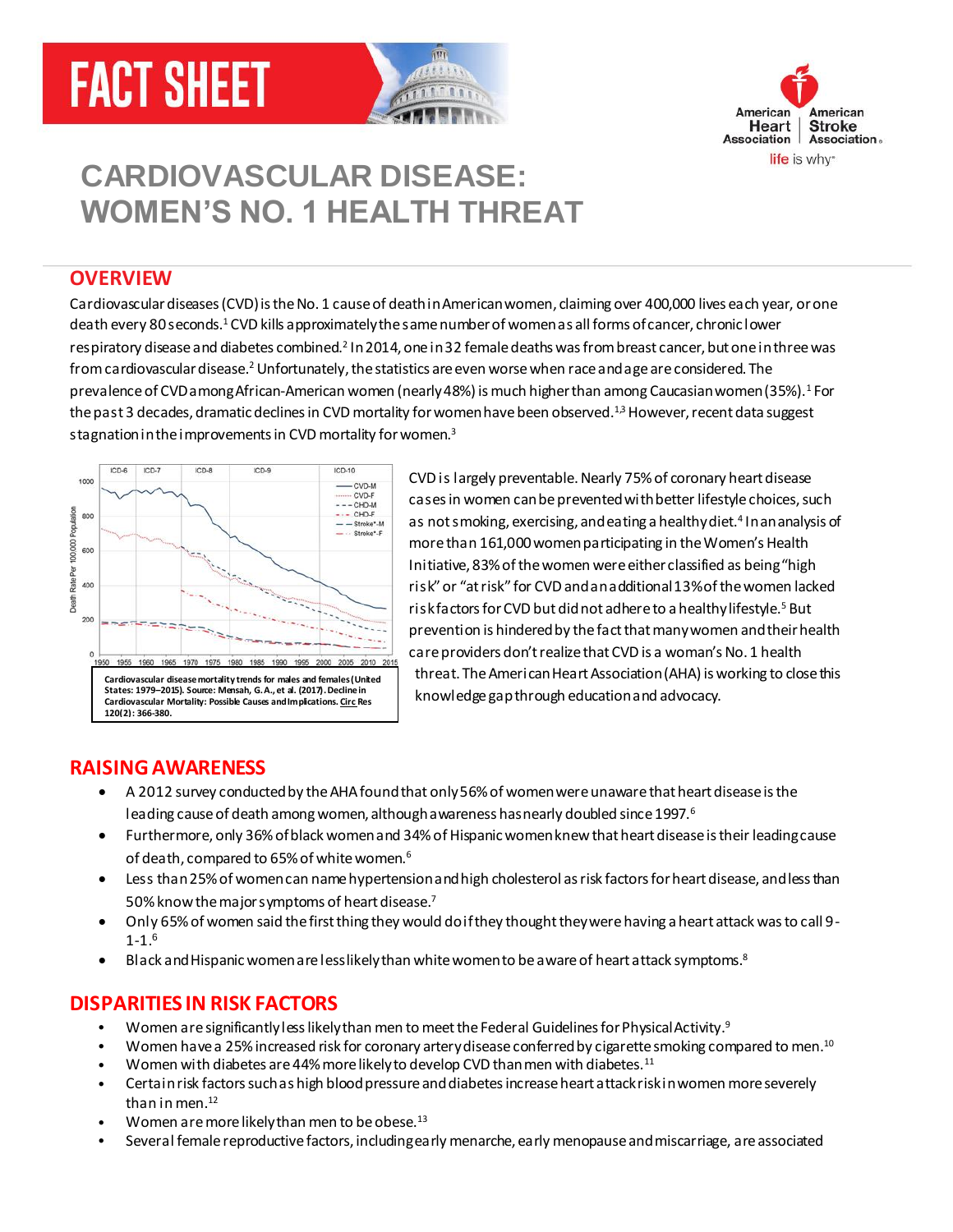FACT SHEET

# CARDIOVASCULAR DISEASE: WOMEN'S NO. 1 HEALTH THREAT

## OVERVIEW

Cardiovascular diseases (CVD) is the No. 1 cause of death in American women, claiming over 400,000 lives each year, or one death every 80 seconds.[1] CVD kills approximately the same number of women as all forms of cancer, chronic lower respiratory disease and diabetes combined.[2] In 2014, one in 32 female deaths was from breast cancer, but one in three was from cardiovascular disease.[2] Unfortunately, the statistics are even worse when race and age are considered. The prevalence of CVD among African-American women (nearly 48%) is much higher than among Caucasian women (35%).[1] For the past 3 decades, dramatic declines in CVD mortality for women have been observed.[1,3] However, recent data suggest stagnation in the improvements in CVD mortality for women.[3]

**Cardiovascular disease mortality trends for males and females (United States: 1979–2015). Source: Mensah, G. A., et al. (2017). Decline in Cardiovascular Mortality: Possible Causes and Implications. Circ Res 120(2): 366-380.**

CVD is largely preventable. Nearly 75% of coronary heart disease cases in women can be prevented with better lifestyle choices, such as not smoking, exercising, and eating a healthy diet.[4] In an analysis of more than 161,000 women participating in the Women's Health Initiative, 83% of the women were either classified as being "high risk" or "at risk" for CVD and an additional 13% of the women lacked risk factors for CVD but did not adhere to a healthy lifestyle.[5] But prevention is hindered by the fact that many women and their health care providers don't realize that CVD is a woman's No. 1 health threat. The American Heart Association (AHA) is working to close this knowledge gap through education and advocacy.

## RAISING AWARENESS

- A 2012 survey conducted by the AHA found that only 56% of women were unaware that heart disease is the leading cause of death among women, although awareness has nearly doubled since 1997.[6]
- Furthermore, only 36% of black women and 34% of Hispanic women knew that heart disease is their leading cause of death, compared to 65% of white women.[6]
- Less than 25% of women can name hypertension and high cholesterol as risk factors for heart disease, and less than 50% know the major symptoms of heart disease.[7]
- Only 65% of women said the first thing they would do if they thought they were having a heart attack was to call 9-1-1.[6]
- Black and Hispanic women are less likely than white women to be aware of heart attack symptoms.[8]

## DISPARITIES IN RISK FACTORS

- Women are significantly less likely than men to meet the Federal Guidelines for Physical Activity.[9]
- Women have a 25% increased risk for coronary artery disease conferred by cigarette smoking compared to men.[10]
- Women with diabetes are 44% more likely to develop CVD than men with diabetes.[11]
- Certain risk factors such as high blood pressure and diabetes increase heart attack risk in women more severely than in men.[12]
- Women are more likely than men to be obese.[13]
- Several female reproductive factors, including early menarche, early menopause and miscarriage, are associated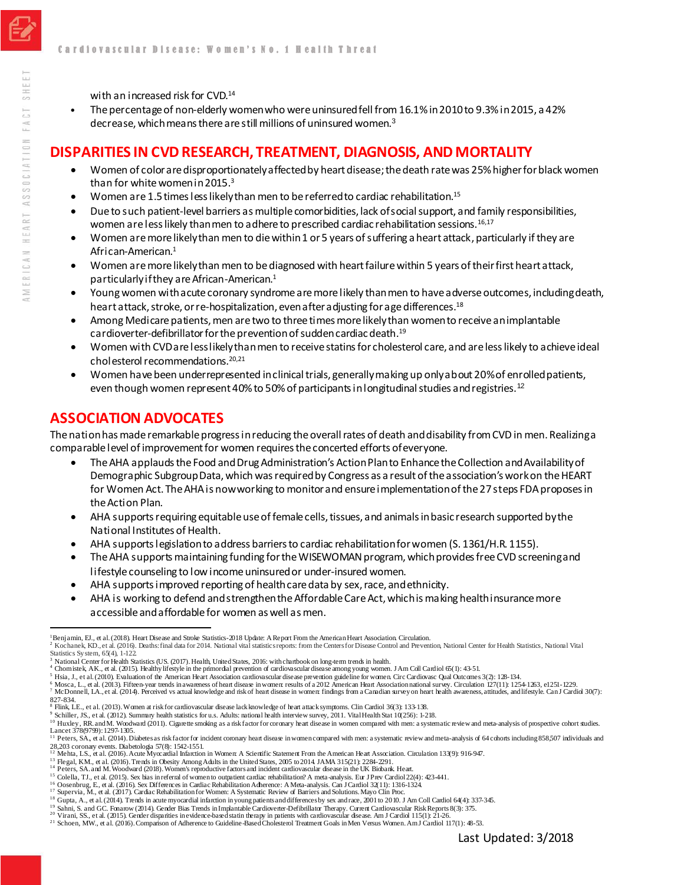with an increased risk for CVD.[14]

- The percentage of non-elderly women who were uninsured fell from 16.1% in 2010 to 9.3% in 2015, a 42% decrease, which means there are still millions of uninsured women.[3]

## DISPARITIES IN CVD RESEARCH, TREATMENT, DIAGNOSIS, AND MORTALITY

- Women of color are disproportionately affected by heart disease; the death rate was 25% higher for black women than for white women in 2015.[3]
- Women are 1.5 times less likely than men to be referred to cardiac rehabilitation.[15]
- Due to such patient-level barriers as multiple comorbidities, lack of social support, and family responsibilities, women are less likely than men to adhere to prescribed cardiac rehabilitation sessions.[16,17]
- Women are more likely than men to die within 1 or 5 years of suffering a heart attack, particularly if they are African-American.[1]
- Women are more likely than men to be diagnosed with heart failure within 5 years of their first heart attack, particularly if they are African-American.[1]
- Young women with acute coronary syndrome are more likely than men to have adverse outcomes, including death, heart attack, stroke, or re-hospitalization, even after adjusting for age differences.[18]
- Among Medicare patients, men are two to three times more likely than women to receive an implantable cardioverter-defibrillator for the prevention of sudden cardiac death.[19]
- Women with CVD are less likely than men to receive statins for cholesterol care, and are less likely to achieve ideal cholesterol recommendations.[20,21]
- Women have been underrepresented in clinical trials, generally making up only about 20% of enrolled patients, even though women represent 40% to 50% of participants in longitudinal studies and registries.[12]

## ASSOCIATION ADVOCATES

The nation has made remarkable progress in reducing the overall rates of death and disability from CVD in men. Realizing a comparable level of improvement for women requires the concerted efforts of everyone.

- The AHA applauds the Food and Drug Administration's Action Plan to Enhance the Collection and Availability of Demographic Subgroup Data, which was required by Congress as a result of the association's work on the HEART for Women Act. The AHA is now working to monitor and ensure implementation of the 27 steps FDA proposes in the Action Plan.
- AHA supports requiring equitable use of female cells, tissues, and animals in basic research supported by the National Institutes of Health.
- AHA supports legislation to address barriers to cardiac rehabilitation for women (S. 1361/H.R. 1155).
- The AHA supports maintaining funding for the WISEWOMAN program, which provides free CVD screening and lifestyle counseling to low income uninsured or under-insured women.
- AHA supports improved reporting of health care data by sex, race, and ethnicity.
- AHA is working to defend and strengthen the Affordable Care Act, which is making health insurance more accessible and affordable for women as well as men.

---

[1] Benjamin, EJ., et al. (2018). Heart Disease and Stroke Statistics-2018 Update: A Report From the American Heart Association. Circulation.
[2] Kochanek, KD., et al. (2016). Deaths: final data for 2014. National vital statistics reports: from the Centers for Disease Control and Prevention, National Center for Health Statistics, National Vital Statistics System, 65(4), 1-122.
[3] National Center for Health Statistics (US. (2017). Health, United States, 2016: with chartbook on long-term trends in health.
[4] Chomistek, AK., et al. (2015). Healthy lifestyle in the primordial prevention of cardiovascular disease among young women. J Am Coll Cardiol 65(1): 43-51.
[5] Hsia, J., et al. (2010). Evaluation of the American Heart Association cardiovascular disease prevention guideline for women. Circ Cardiovasc Qual Outcomes 3(2): 128-134.
[6] Mosca, L., et al. (2013). Fifteen-year trends in awareness of heart disease in women: results of a 2012 American Heart Association national survey. Circulation 127(11): 1254-1263, e1251-1229.
[7] McDonnell, LA., et al. (2014). Perceived vs actual knowledge and risk of heart disease in women: findings from a Canadian survey on heart health awareness, attitudes, and lifestyle. Can J Cardiol 30(7): 827-834.
[8] Flink, LE., et al. (2013). Women at risk for cardiovascular disease lack knowledge of heart attack symptoms. Clin Cardiol 36(3): 133-138.
[9] Schiller, JS., et al. (2012). Summary health statistics for u.s. Adults: national health interview survey, 2011. Vital Health Stat 10(256): 1-218.
[10] Huxley, RR. and M. Woodward (2011). Cigarette smoking as a risk factor for coronary heart disease in women compared with men: a systematic review and meta-analysis of prospective cohort studies. Lancet 378(9799): 1297-1305.
[11] Peters, SA., et al. (2014). Diabetes as risk factor for incident coronary heart disease in women compared with men: a systematic review and meta-analysis of 64 cohorts including 858,507 individuals and 28,203 coronary events. Diabetologia 57(8): 1542-1551.
[12] Mehta, LS., et al. (2016). Acute Myocardial Infarction in Women: A Scientific Statement From the American Heart Association. Circulation 133(9): 916-947.
[13] Flegal, KM., et al. (2016). Trends in Obesity Among Adults in the United States, 2005 to 2014. JAMA 315(21): 2284-2291.
[14] Peters, SA. and M. Woodward (2018). Women's reproductive factors and incident cardiovascular disease in the UK Biobank. Heart.
[15] Colella, TJ., et al. (2015). Sex bias in referral of women to outpatient cardiac rehabilitation? A meta-analysis. Eur J Prev Cardiol 22(4): 423-441.
[16] Oosenbrug, E., et al. (2016). Sex Differences in Cardiac Rehabilitation Adherence: A Meta-analysis. Can J Cardiol 32(11): 1316-1324.
[17] Supervia, M., et al. (2017). Cardiac Rehabilitation for Women: A Systematic Review of Barriers and Solutions. Mayo Clin Proc.
[18] Gupta, A., et al. (2014). Trends in acute myocardial infarction in young patients and differences by sex and race, 2001 to 2010. J Am Coll Cardiol 64(4): 337-345.
[19] Sahni, S. and GC. Fonarow (2014). Gender Bias Trends in Implantable Cardioverter-Defibrillator Therapy. Current Cardiovascular Risk Reports 8(3): 375.
[20] Virani, SS., et al. (2015). Gender disparities in evidence-based statin therapy in patients with cardiovascular disease. Am J Cardiol 115(1): 21-26.
[21] Schoen, MW., et al. (2016). Comparison of Adherence to Guideline-Based Cholesterol Treatment Goals in Men Versus Women. Am J Cardiol 117(1): 48-53.

Last Updated: 3/2018